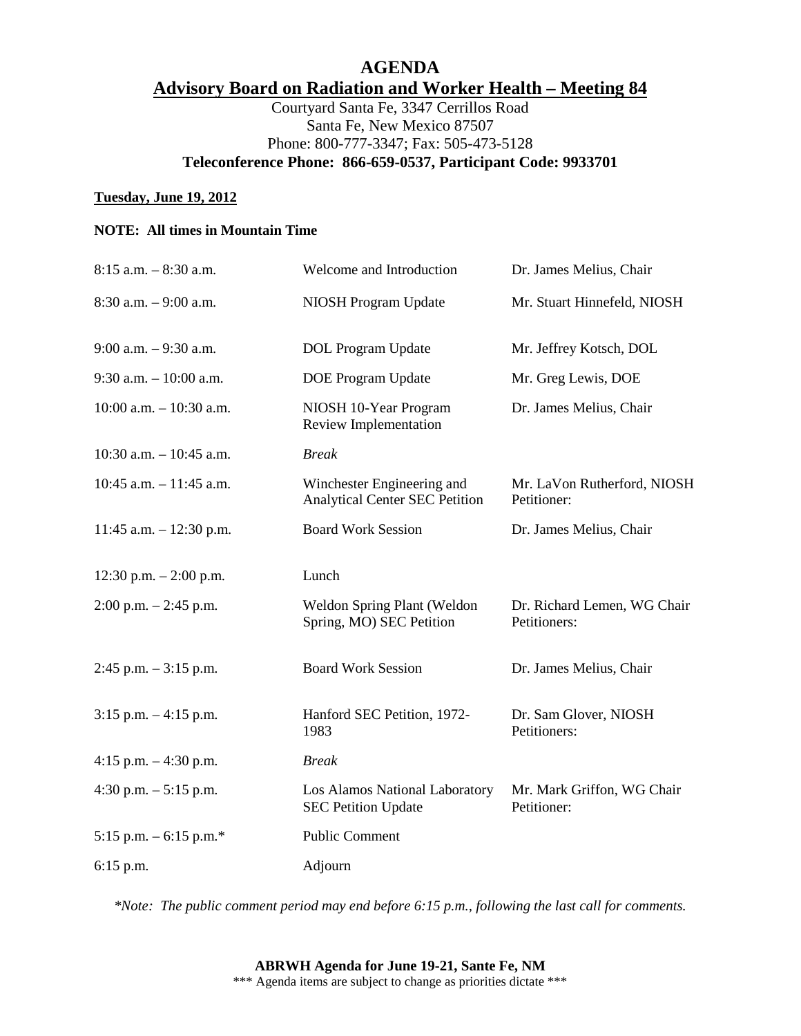# AGENDA

## Advisory Board on Radiation and Worker Health – Meeting 84

Courtyard Santa Fe, 3347 Cerrillos Road
Santa Fe, New Mexico 87507
Phone: 800-777-3347; Fax: 505-473-5128

**Teleconference Phone: 866-659-0537, Participant Code: 9933701**

**Tuesday, June 19, 2012**

**NOTE: All times in Mountain Time**

| | | |
|---|---|---|
| 8:15 a.m. – 8:30 a.m. | Welcome and Introduction | Dr. James Melius, Chair |
| 8:30 a.m. – 9:00 a.m. | NIOSH Program Update | Mr. Stuart Hinnefeld, NIOSH |
| 9:00 a.m. – 9:30 a.m. | DOL Program Update | Mr. Jeffrey Kotsch, DOL |
| 9:30 a.m. – 10:00 a.m. | DOE Program Update | Mr. Greg Lewis, DOE |
| 10:00 a.m. – 10:30 a.m. | NIOSH 10-Year Program Review Implementation | Dr. James Melius, Chair |
| 10:30 a.m. – 10:45 a.m. | *Break* | |
| 10:45 a.m. – 11:45 a.m. | Winchester Engineering and Analytical Center SEC Petition | Mr. LaVon Rutherford, NIOSH Petitioner: |
| 11:45 a.m. – 12:30 p.m. | Board Work Session | Dr. James Melius, Chair |
| 12:30 p.m. – 2:00 p.m. | Lunch | |
| 2:00 p.m. – 2:45 p.m. | Weldon Spring Plant (Weldon Spring, MO) SEC Petition | Dr. Richard Lemen, WG Chair Petitioners: |
| 2:45 p.m. – 3:15 p.m. | Board Work Session | Dr. James Melius, Chair |
| 3:15 p.m. – 4:15 p.m. | Hanford SEC Petition, 1972-1983 | Dr. Sam Glover, NIOSH Petitioners: |
| 4:15 p.m. – 4:30 p.m. | *Break* | |
| 4:30 p.m. – 5:15 p.m. | Los Alamos National Laboratory SEC Petition Update | Mr. Mark Griffon, WG Chair Petitioner: |
| 5:15 p.m. – 6:15 p.m.* | Public Comment | |
| 6:15 p.m. | Adjourn | |

*\*Note: The public comment period may end before 6:15 p.m., following the last call for comments.*

**ABRWH Agenda for June 19-21, Sante Fe, NM**
\*\*\* Agenda items are subject to change as priorities dictate \*\*\*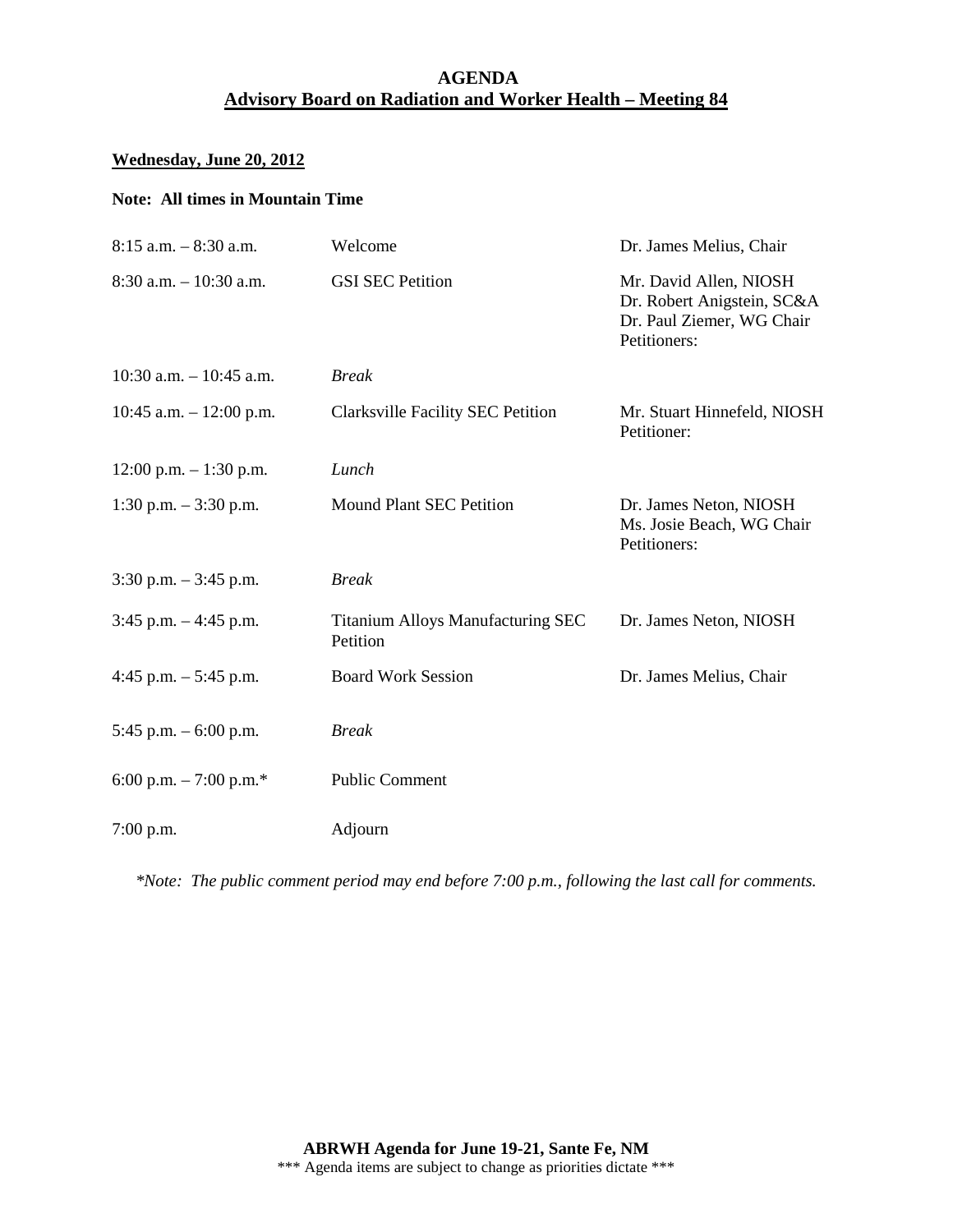**AGENDA**
**Advisory Board on Radiation and Worker Health – Meeting 84**

**Wednesday, June 20, 2012**

**Note: All times in Mountain Time**

| | | |
|---|---|---|
| 8:15 a.m. – 8:30 a.m. | Welcome | Dr. James Melius, Chair |
| 8:30 a.m. – 10:30 a.m. | GSI SEC Petition | Mr. David Allen, NIOSH<br>Dr. Robert Anigstein, SC&A<br>Dr. Paul Ziemer, WG Chair<br>Petitioners: |
| 10:30 a.m. – 10:45 a.m. | *Break* | |
| 10:45 a.m. – 12:00 p.m. | Clarksville Facility SEC Petition | Mr. Stuart Hinnefeld, NIOSH<br>Petitioner: |
| 12:00 p.m. – 1:30 p.m. | *Lunch* | |
| 1:30 p.m. – 3:30 p.m. | Mound Plant SEC Petition | Dr. James Neton, NIOSH<br>Ms. Josie Beach, WG Chair<br>Petitioners: |
| 3:30 p.m. – 3:45 p.m. | *Break* | |
| 3:45 p.m. – 4:45 p.m. | Titanium Alloys Manufacturing SEC Petition | Dr. James Neton, NIOSH |
| 4:45 p.m. – 5:45 p.m. | Board Work Session | Dr. James Melius, Chair |
| 5:45 p.m. – 6:00 p.m. | *Break* | |
| 6:00 p.m. – 7:00 p.m.* | Public Comment | |
| 7:00 p.m. | Adjourn | |

*\*Note: The public comment period may end before 7:00 p.m., following the last call for comments.*

**ABRWH Agenda for June 19-21, Sante Fe, NM**
\*\*\* Agenda items are subject to change as priorities dictate \*\*\*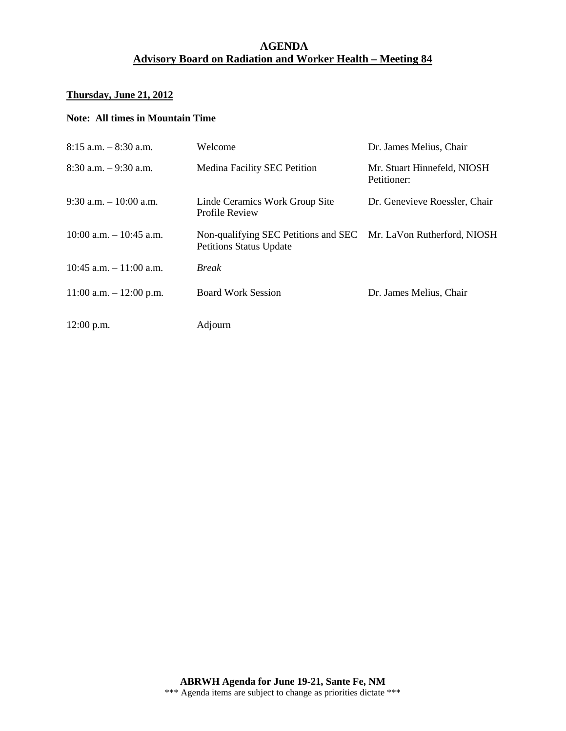**AGENDA**
**Advisory Board on Radiation and Worker Health – Meeting 84**

**Thursday, June 21, 2012**

**Note: All times in Mountain Time**

| | | |
|---|---|---|
| 8:15 a.m. – 8:30 a.m. | Welcome | Dr. James Melius, Chair |
| 8:30 a.m. – 9:30 a.m. | Medina Facility SEC Petition | Mr. Stuart Hinnefeld, NIOSH<br>Petitioner: |
| 9:30 a.m. – 10:00 a.m. | Linde Ceramics Work Group Site Profile Review | Dr. Genevieve Roessler, Chair |
| 10:00 a.m. – 10:45 a.m. | Non-qualifying SEC Petitions and SEC Petitions Status Update | Mr. LaVon Rutherford, NIOSH |
| 10:45 a.m. – 11:00 a.m. | *Break* | |
| 11:00 a.m. – 12:00 p.m. | Board Work Session | Dr. James Melius, Chair |
| 12:00 p.m. | Adjourn | |

**ABRWH Agenda for June 19-21, Sante Fe, NM**
*** Agenda items are subject to change as priorities dictate ***